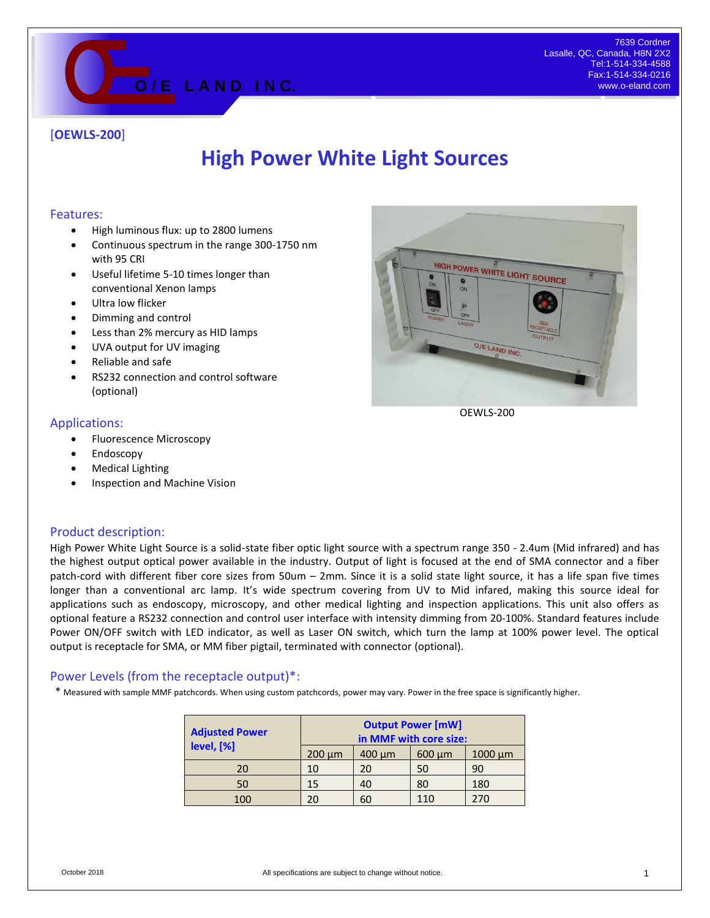O/E LAND INC.

7639 Cordner
Lasalle, QC, Canada, H8N 2X2
Tel:1-514-334-4588
Fax:1-514-334-0216
www.o-eland.com

[**OEWLS-200**]

# High Power White Light Sources

## Features:

- High luminous flux: up to 2800 lumens
- Continuous spectrum in the range 300-1750 nm with 95 CRI
- Useful lifetime 5-10 times longer than conventional Xenon lamps
- Ultra low flicker
- Dimming and control
- Less than 2% mercury as HID lamps
- UVA output for UV imaging
- Reliable and safe
- RS232 connection and control software (optional)

OEWLS-200

## Applications:

- Fluorescence Microscopy
- Endoscopy
- Medical Lighting
- Inspection and Machine Vision

## Product description:

High Power White Light Source is a solid-state fiber optic light source with a spectrum range 350 - 2.4um (Mid infrared) and has the highest output optical power available in the industry. Output of light is focused at the end of SMA connector and a fiber patch-cord with different fiber core sizes from 50um – 2mm. Since it is a solid state light source, it has a life span five times longer than a conventional arc lamp. It's wide spectrum covering from UV to Mid infared, making this source ideal for applications such as endoscopy, microscopy, and other medical lighting and inspection applications. This unit also offers as optional feature a RS232 connection and control user interface with intensity dimming from 20-100%. Standard features include Power ON/OFF switch with LED indicator, as well as Laser ON switch, which turn the lamp at 100% power level. The optical output is receptacle for SMA, or MM fiber pigtail, terminated with connector (optional).

## Power Levels (from the receptacle output)*:

* Measured with sample MMF patchcords. When using custom patchcords, power may vary. Power in the free space is significantly higher.

| Adjusted Power level, [%] | Output Power [mW] in MMF with core size: | | | |
|---|---|---|---|---|
| | 200 µm | 400 µm | 600 µm | 1000 µm |
| 20 | 10 | 20 | 50 | 90 |
| 50 | 15 | 40 | 80 | 180 |
| 100 | 20 | 60 | 110 | 270 |

October 2018 — All specifications are subject to change without notice.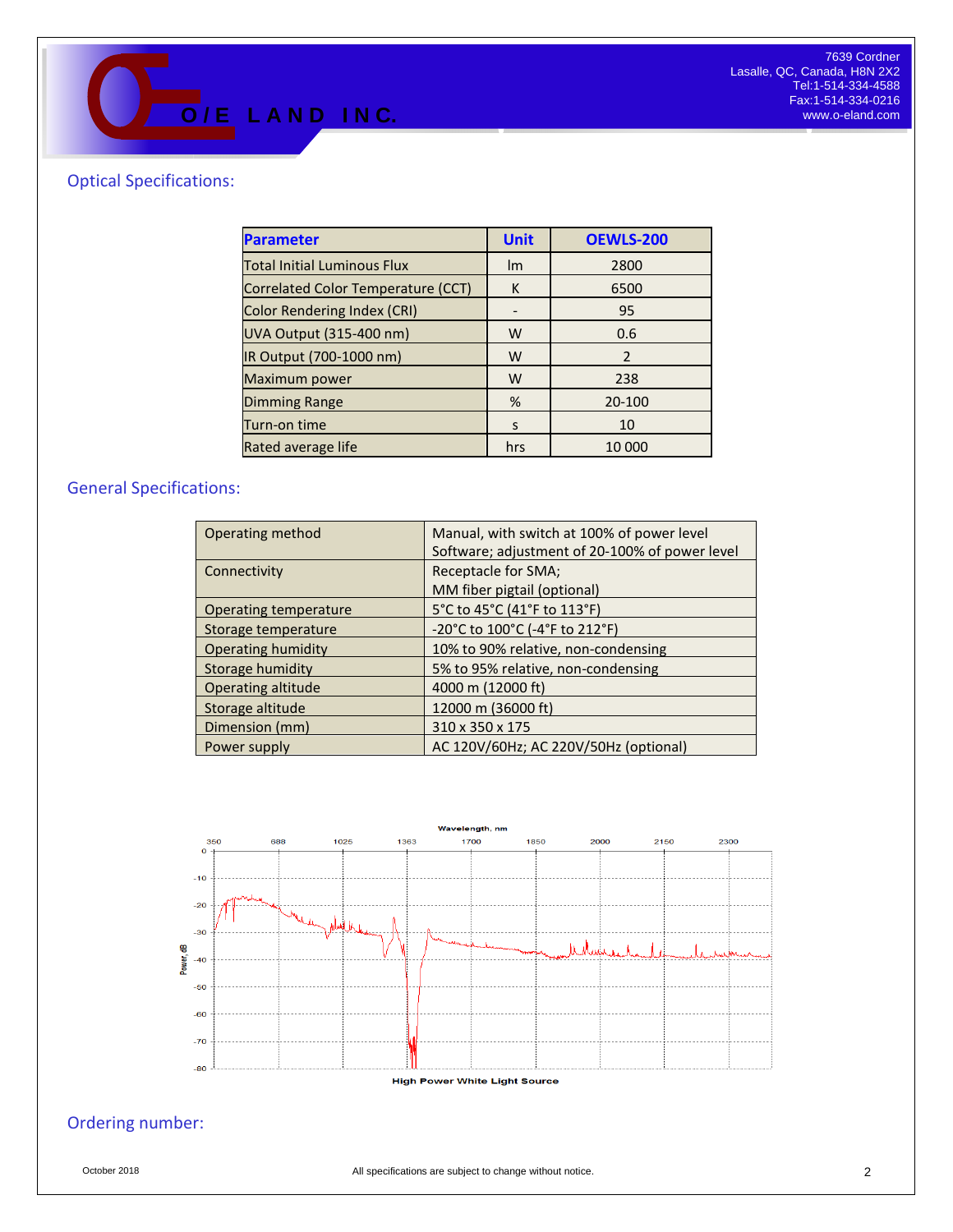## Optical Specifications:

| Parameter | Unit | OEWLS-200 |
|---|---|---|
| Total Initial Luminous Flux | lm | 2800 |
| Correlated Color Temperature (CCT) | K | 6500 |
| Color Rendering Index (CRI) | - | 95 |
| UVA Output (315-400 nm) | W | 0.6 |
| IR Output (700-1000 nm) | W | 2 |
| Maximum power | W | 238 |
| Dimming Range | % | 20-100 |
| Turn-on time | s | 10 |
| Rated average life | hrs | 10 000 |

## General Specifications:

| | |
|---|---|
| Operating method | Manual, with switch at 100% of power level<br>Software; adjustment of 20-100% of power level |
| Connectivity | Receptacle for SMA;<br>MM fiber pigtail (optional) |
| Operating temperature | 5°C to 45°C (41°F to 113°F) |
| Storage temperature | -20°C to 100°C (-4°F to 212°F) |
| Operating humidity | 10% to 90% relative, non-condensing |
| Storage humidity | 5% to 95% relative, non-condensing |
| Operating altitude | 4000 m (12000 ft) |
| Storage altitude | 12000 m (36000 ft) |
| Dimension (mm) | 310 x 350 x 175 |
| Power supply | AC 120V/60Hz; AC 220V/50Hz (optional) |

High Power White Light Source

## Ordering number: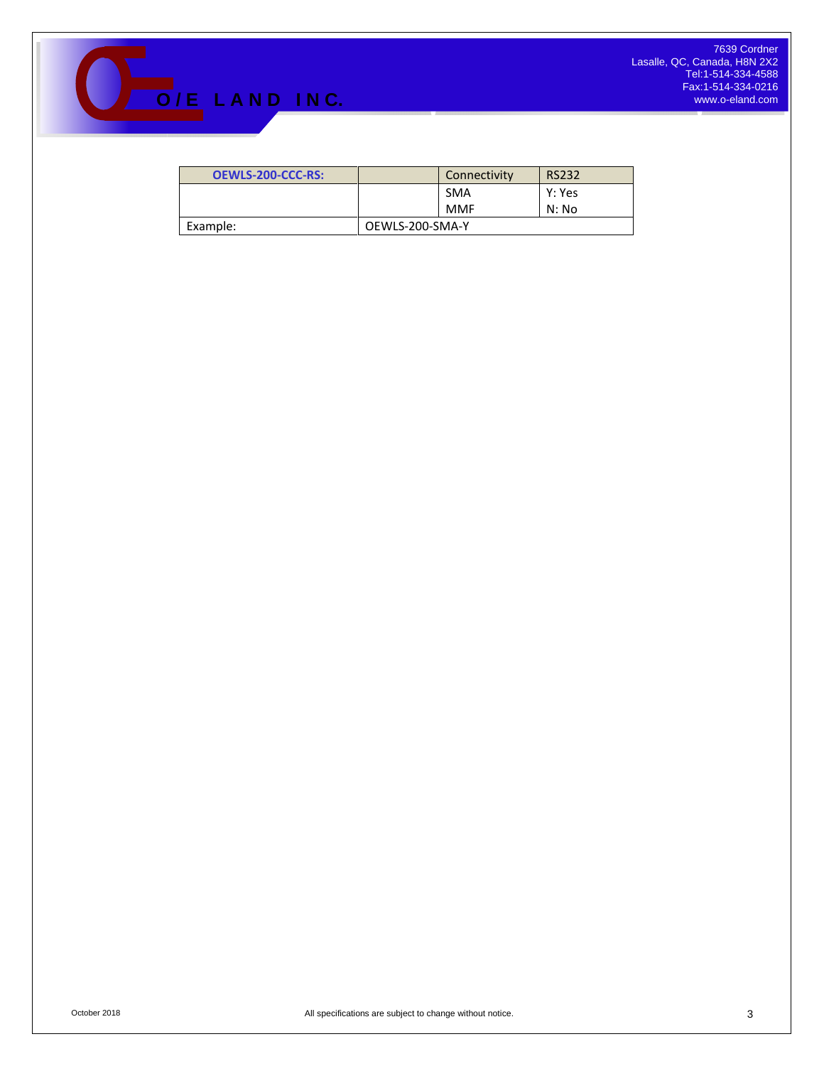| OEWLS-200-CCC-RS: | | Connectivity | RS232 |
|---|---|---|---|
| | | SMA<br>MMF | Y: Yes<br>N: No |
| Example: | OEWLS-200-SMA-Y | | |